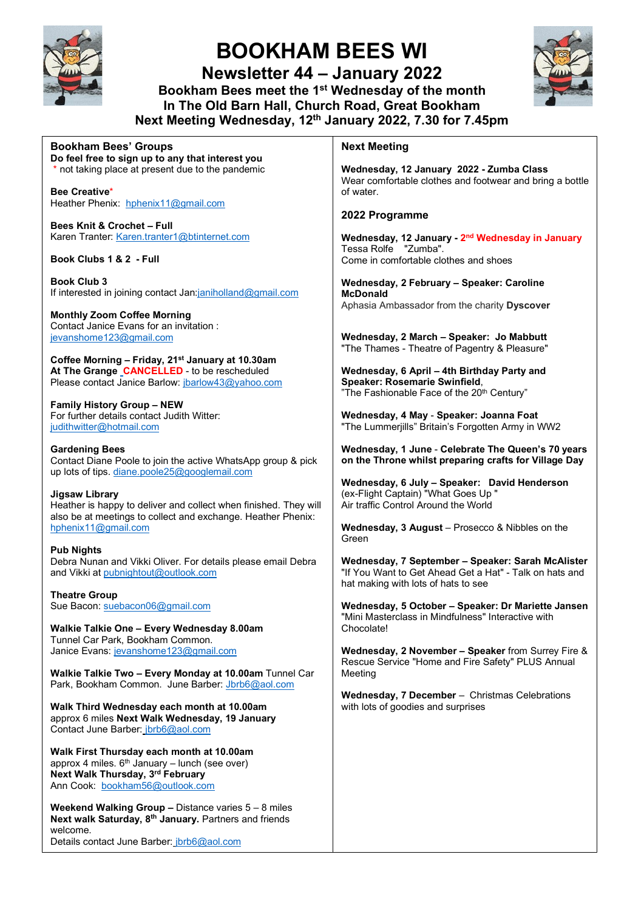# BOOKHAM BEES WI

## Newsletter 44 – January 2022

**Bookham Bees meet the 1st Wednesday of the month**
**In The Old Barn Hall, Church Road, Great Bookham**
**Next Meeting Wednesday, 12th January 2022, 7.30 for 7.45pm**

## Bookham Bees' Groups

**Do feel free to sign up to any that interest you**
\* not taking place at present due to the pandemic

**Bee Creative***
Heather Phenix: hphenix11@gmail.com

**Bees Knit & Crochet – Full**
Karen Tranter: Karen.tranter1@btinternet.com

**Book Clubs 1 & 2 - Full**

**Book Club 3**
If interested in joining contact Jan:janiholland@gmail.com

**Monthly Zoom Coffee Morning**
Contact Janice Evans for an invitation :
jevanshome123@gmail.com

**Coffee Morning – Friday, 21st January at 10.30am**
**At The Grange CANCELLED** - to be rescheduled
Please contact Janice Barlow: jbarlow43@yahoo.com

**Family History Group – NEW**
For further details contact Judith Witter:
judithwitter@hotmail.com

**Gardening Bees**
Contact Diane Poole to join the active WhatsApp group & pick up lots of tips. diane.poole25@googlemail.com

**Jigsaw Library**
Heather is happy to deliver and collect when finished. They will also be at meetings to collect and exchange. Heather Phenix: hphenix11@gmail.com

**Pub Nights**
Debra Nunan and Vikki Oliver. For details please email Debra and Vikki at pubnightout@outlook.com

**Theatre Group**
Sue Bacon: suebacon06@gmail.com

**Walkie Talkie One – Every Wednesday 8.00am**
Tunnel Car Park, Bookham Common.
Janice Evans: jevanshome123@gmail.com

**Walkie Talkie Two – Every Monday at 10.00am** Tunnel Car Park, Bookham Common. June Barber: Jbrb6@aol.com

**Walk Third Wednesday each month at 10.00am**
approx 6 miles **Next Walk Wednesday, 19 January**
Contact June Barber: jbrb6@aol.com

**Walk First Thursday each month at 10.00am**
approx 4 miles. 6th January – lunch (see over)
**Next Walk Thursday, 3rd February**
Ann Cook: bookham56@outlook.com

**Weekend Walking Group –** Distance varies 5 – 8 miles
**Next walk Saturday, 8th January.** Partners and friends welcome.
Details contact June Barber: jbrb6@aol.com

## Next Meeting

**Wednesday, 12 January 2022 - Zumba Class**
Wear comfortable clothes and footwear and bring a bottle of water.

## 2022 Programme

**Wednesday, 12 January - 2nd Wednesday in January**
Tessa Rolfe "Zumba".
Come in comfortable clothes and shoes

**Wednesday, 2 February – Speaker: Caroline McDonald**
Aphasia Ambassador from the charity **Dyscover**

**Wednesday, 2 March – Speaker: Jo Mabbutt**
"The Thames - Theatre of Pagentry & Pleasure"

**Wednesday, 6 April – 4th Birthday Party and Speaker: Rosemarie Swinfield**,
"The Fashionable Face of the 20th Century"

**Wednesday, 4 May - Speaker: Joanna Foat**
"The Lummerjills" Britain's Forgotten Army in WW2

**Wednesday, 1 June - Celebrate The Queen's 70 years on the Throne whilst preparing crafts for Village Day**

**Wednesday, 6 July – Speaker: David Henderson**
(ex-Flight Captain) "What Goes Up "
Air traffic Control Around the World

**Wednesday, 3 August** – Prosecco & Nibbles on the Green

**Wednesday, 7 September – Speaker: Sarah McAlister**
"If You Want to Get Ahead Get a Hat" - Talk on hats and hat making with lots of hats to see

**Wednesday, 5 October – Speaker: Dr Mariette Jansen**
"Mini Masterclass in Mindfulness" Interactive with Chocolate!

**Wednesday, 2 November – Speaker** from Surrey Fire & Rescue Service "Home and Fire Safety" PLUS Annual Meeting

**Wednesday, 7 December** – Christmas Celebrations with lots of goodies and surprises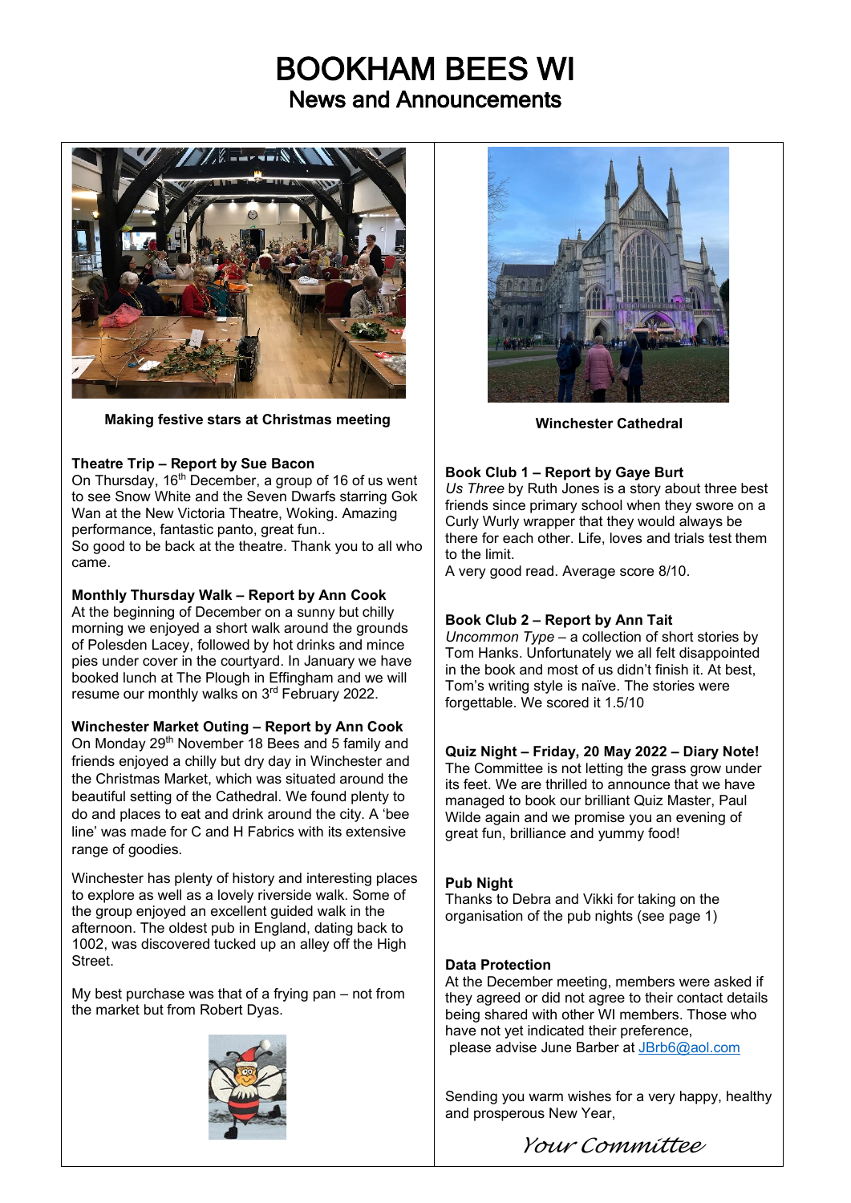# BOOKHAM BEES WI

## News and Announcements

**Making festive stars at Christmas meeting**

**Theatre Trip – Report by Sue Bacon**

On Thursday, 16th December, a group of 16 of us went to see Snow White and the Seven Dwarfs starring Gok Wan at the New Victoria Theatre, Woking. Amazing performance, fantastic panto, great fun..

So good to be back at the theatre. Thank you to all who came.

**Monthly Thursday Walk – Report by Ann Cook**

At the beginning of December on a sunny but chilly morning we enjoyed a short walk around the grounds of Polesden Lacey, followed by hot drinks and mince pies under cover in the courtyard. In January we have booked lunch at The Plough in Effingham and we will resume our monthly walks on 3rd February 2022.

**Winchester Market Outing – Report by Ann Cook**

On Monday 29th November 18 Bees and 5 family and friends enjoyed a chilly but dry day in Winchester and the Christmas Market, which was situated around the beautiful setting of the Cathedral. We found plenty to do and places to eat and drink around the city. A 'bee line' was made for C and H Fabrics with its extensive range of goodies.

Winchester has plenty of history and interesting places to explore as well as a lovely riverside walk. Some of the group enjoyed an excellent guided walk in the afternoon. The oldest pub in England, dating back to 1002, was discovered tucked up an alley off the High Street.

My best purchase was that of a frying pan – not from the market but from Robert Dyas.

**Winchester Cathedral**

**Book Club 1 – Report by Gaye Burt**

*Us Three* by Ruth Jones is a story about three best friends since primary school when they swore on a Curly Wurly wrapper that they would always be there for each other. Life, loves and trials test them to the limit.

A very good read. Average score 8/10.

**Book Club 2 – Report by Ann Tait**

*Uncommon Type* – a collection of short stories by Tom Hanks. Unfortunately we all felt disappointed in the book and most of us didn't finish it. At best, Tom's writing style is naïve. The stories were forgettable. We scored it 1.5/10

**Quiz Night – Friday, 20 May 2022 – Diary Note!**

The Committee is not letting the grass grow under its feet. We are thrilled to announce that we have managed to book our brilliant Quiz Master, Paul Wilde again and we promise you an evening of great fun, brilliance and yummy food!

**Pub Night**

Thanks to Debra and Vikki for taking on the organisation of the pub nights (see page 1)

**Data Protection**

At the December meeting, members were asked if they agreed or did not agree to their contact details being shared with other WI members. Those who have not yet indicated their preference, please advise June Barber at JBrb6@aol.com

Sending you warm wishes for a very happy, healthy and prosperous New Year,

*Your Committee*